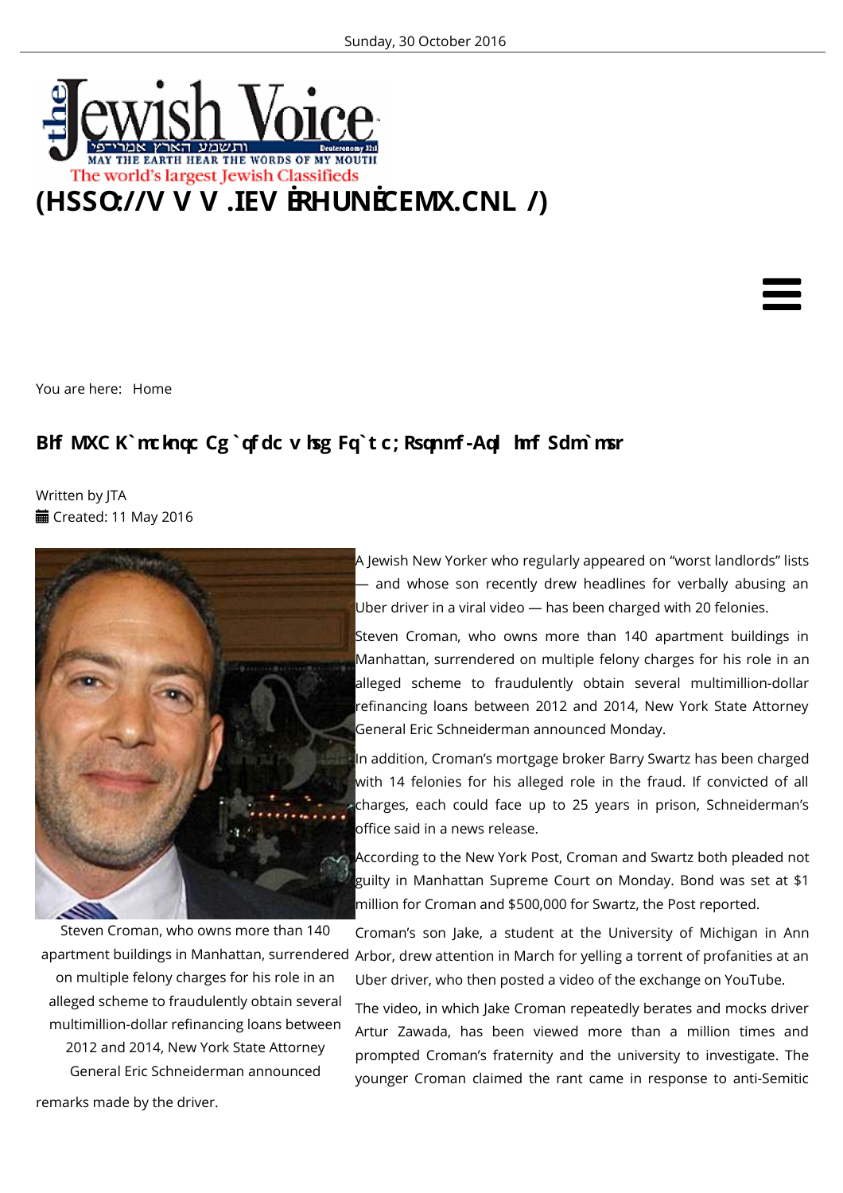Sunday, 30 October 2016

(HSSO://V V V .IEV ËRHUNËCEMX.CNL /)

You are here: Home

## Blf MXC K`mckqc Cg`qfdc vhsg Fq`t c; Rsqnmf-Aq`hmf Sdm`msr

Written by JTA
Created: 11 May 2016

Steven Croman, who owns more than 140 apartment buildings in Manhattan, surrendered on multiple felony charges for his role in an alleged scheme to fraudulently obtain several multimillion-dollar refinancing loans between 2012 and 2014, New York State Attorney General Eric Schneiderman announced remarks made by the driver.

A Jewish New Yorker who regularly appeared on “worst landlords” lists — and whose son recently drew headlines for verbally abusing an Uber driver in a viral video — has been charged with 20 felonies.

Steven Croman, who owns more than 140 apartment buildings in Manhattan, surrendered on multiple felony charges for his role in an alleged scheme to fraudulently obtain several multimillion-dollar refinancing loans between 2012 and 2014, New York State Attorney General Eric Schneiderman announced Monday.

In addition, Croman’s mortgage broker Barry Swartz has been charged with 14 felonies for his alleged role in the fraud. If convicted of all charges, each could face up to 25 years in prison, Schneiderman’s office said in a news release.

According to the New York Post, Croman and Swartz both pleaded not guilty in Manhattan Supreme Court on Monday. Bond was set at $1 million for Croman and $500,000 for Swartz, the Post reported.

Croman’s son Jake, a student at the University of Michigan in Ann Arbor, drew attention in March for yelling a torrent of profanities at an Uber driver, who then posted a video of the exchange on YouTube.

The video, in which Jake Croman repeatedly berates and mocks driver Artur Zawada, has been viewed more than a million times and prompted Croman’s fraternity and the university to investigate. The younger Croman claimed the rant came in response to anti-Semitic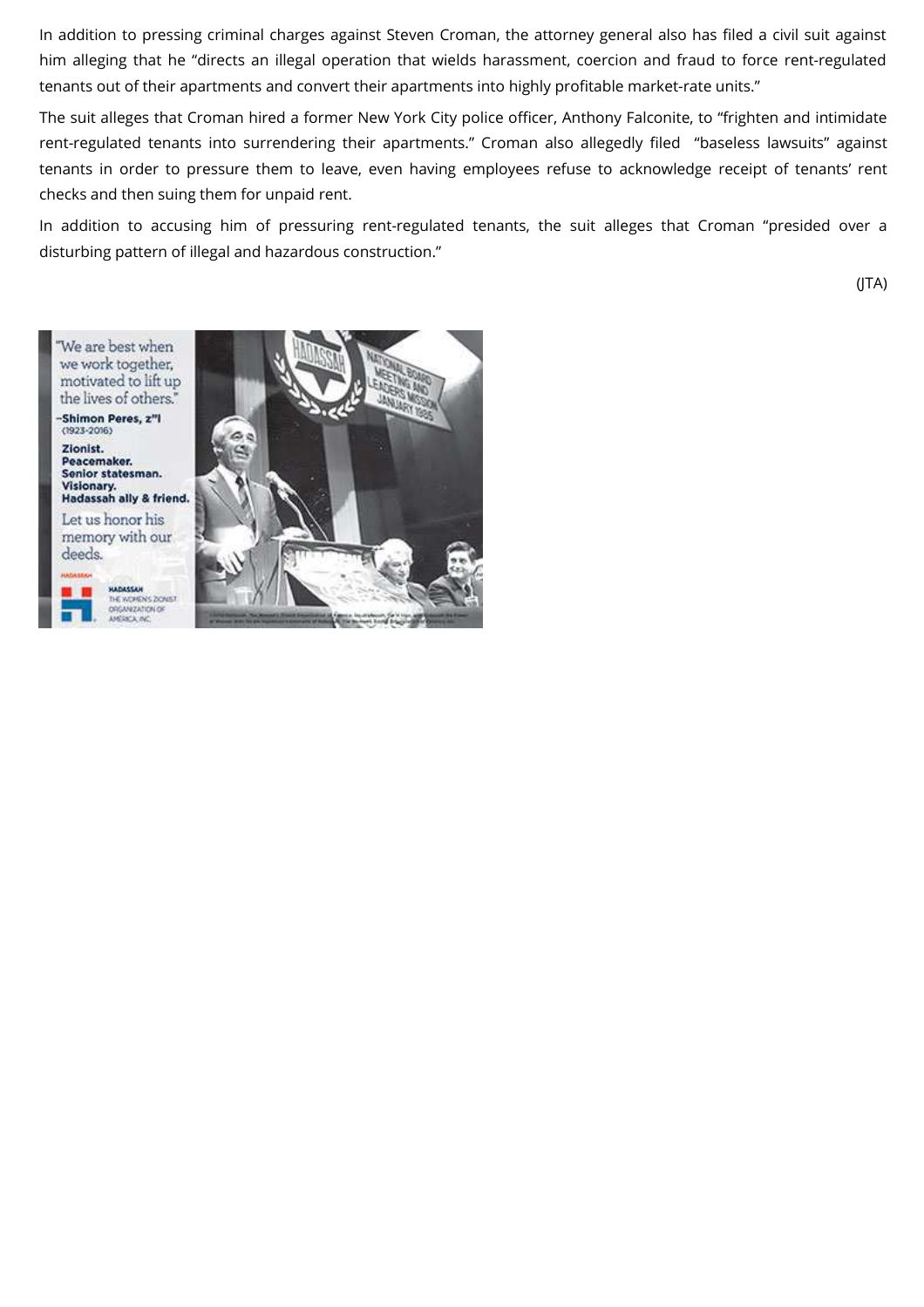In addition to pressing criminal charges against Steven Croman, the attorney general also has filed a civil suit against him alleging that he "directs an illegal operation that wields harassment, coercion and fraud to force rent-regulated tenants out of their apartments and convert their apartments into highly profitable market-rate units."

The suit alleges that Croman hired a former New York City police officer, Anthony Falconite, to "frighten and intimidate rent-regulated tenants into surrendering their apartments." Croman also allegedly filed "baseless lawsuits" against tenants in order to pressure them to leave, even having employees refuse to acknowledge receipt of tenants' rent checks and then suing them for unpaid rent.

In addition to accusing him of pressuring rent-regulated tenants, the suit alleges that Croman "presided over a disturbing pattern of illegal and hazardous construction."

(JTA)